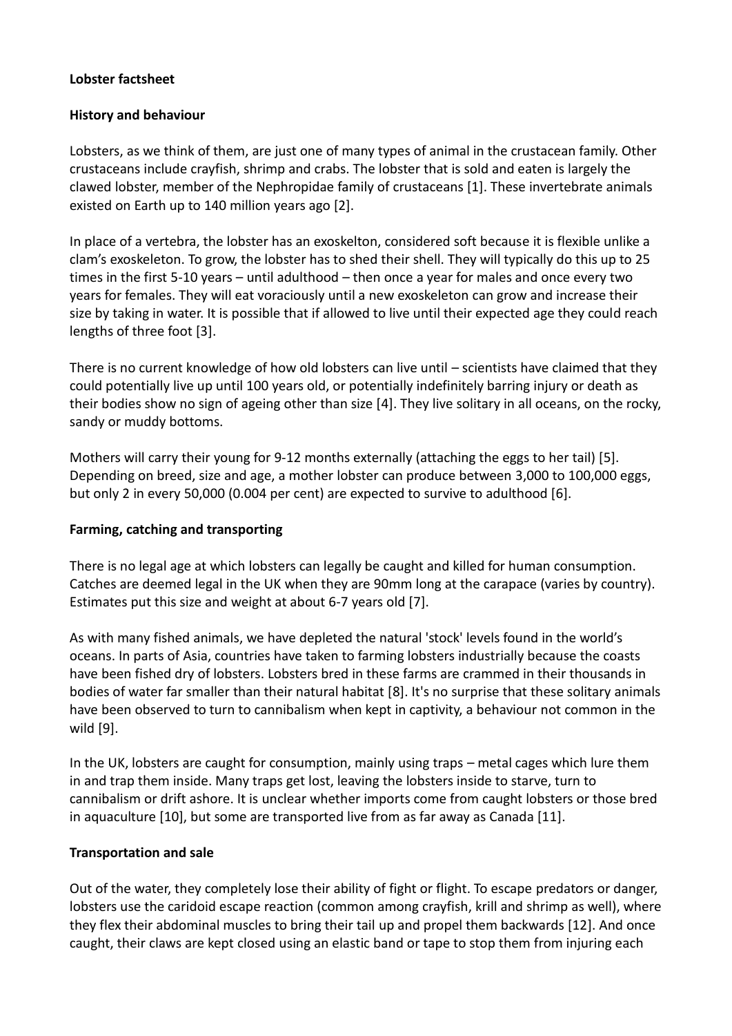**Lobster factsheet**

**History and behaviour**

Lobsters, as we think of them, are just one of many types of animal in the crustacean family. Other crustaceans include crayfish, shrimp and crabs. The lobster that is sold and eaten is largely the clawed lobster, member of the Nephropidae family of crustaceans [1]. These invertebrate animals existed on Earth up to 140 million years ago [2].

In place of a vertebra, the lobster has an exoskelton, considered soft because it is flexible unlike a clam's exoskeleton. To grow, the lobster has to shed their shell. They will typically do this up to 25 times in the first 5-10 years – until adulthood – then once a year for males and once every two years for females. They will eat voraciously until a new exoskeleton can grow and increase their size by taking in water. It is possible that if allowed to live until their expected age they could reach lengths of three foot [3].

There is no current knowledge of how old lobsters can live until – scientists have claimed that they could potentially live up until 100 years old, or potentially indefinitely barring injury or death as their bodies show no sign of ageing other than size [4]. They live solitary in all oceans, on the rocky, sandy or muddy bottoms.

Mothers will carry their young for 9-12 months externally (attaching the eggs to her tail) [5]. Depending on breed, size and age, a mother lobster can produce between 3,000 to 100,000 eggs, but only 2 in every 50,000 (0.004 per cent) are expected to survive to adulthood [6].

**Farming, catching and transporting**

There is no legal age at which lobsters can legally be caught and killed for human consumption. Catches are deemed legal in the UK when they are 90mm long at the carapace (varies by country). Estimates put this size and weight at about 6-7 years old [7].

As with many fished animals, we have depleted the natural 'stock' levels found in the world's oceans. In parts of Asia, countries have taken to farming lobsters industrially because the coasts have been fished dry of lobsters. Lobsters bred in these farms are crammed in their thousands in bodies of water far smaller than their natural habitat [8]. It's no surprise that these solitary animals have been observed to turn to cannibalism when kept in captivity, a behaviour not common in the wild [9].

In the UK, lobsters are caught for consumption, mainly using traps – metal cages which lure them in and trap them inside. Many traps get lost, leaving the lobsters inside to starve, turn to cannibalism or drift ashore. It is unclear whether imports come from caught lobsters or those bred in aquaculture [10], but some are transported live from as far away as Canada [11].

**Transportation and sale**

Out of the water, they completely lose their ability of fight or flight. To escape predators or danger, lobsters use the caridoid escape reaction (common among crayfish, krill and shrimp as well), where they flex their abdominal muscles to bring their tail up and propel them backwards [12]. And once caught, their claws are kept closed using an elastic band or tape to stop them from injuring each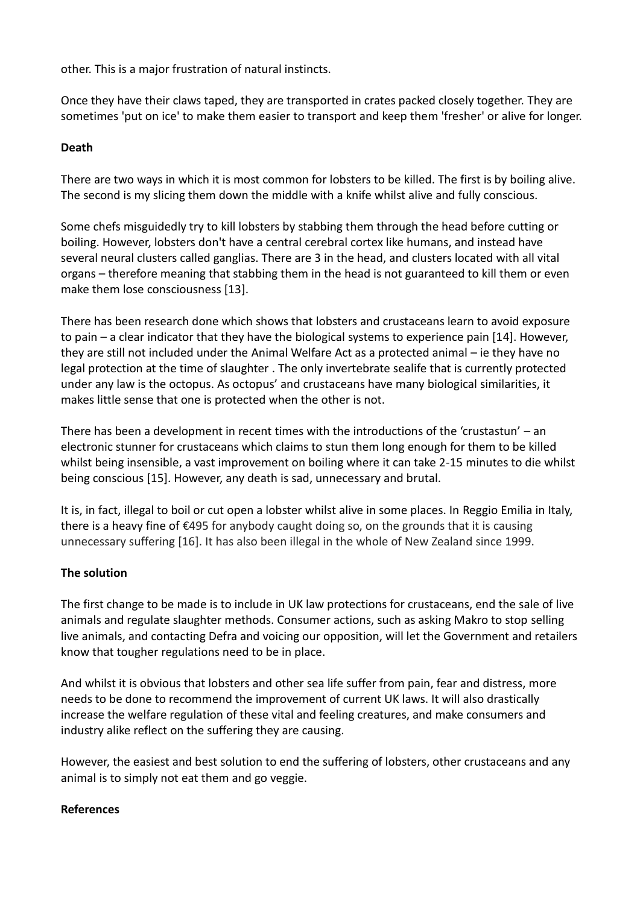other. This is a major frustration of natural instincts.

Once they have their claws taped, they are transported in crates packed closely together. They are sometimes 'put on ice' to make them easier to transport and keep them 'fresher' or alive for longer.

**Death**

There are two ways in which it is most common for lobsters to be killed. The first is by boiling alive. The second is my slicing them down the middle with a knife whilst alive and fully conscious.

Some chefs misguidedly try to kill lobsters by stabbing them through the head before cutting or boiling. However, lobsters don't have a central cerebral cortex like humans, and instead have several neural clusters called ganglias. There are 3 in the head, and clusters located with all vital organs – therefore meaning that stabbing them in the head is not guaranteed to kill them or even make them lose consciousness [13].

There has been research done which shows that lobsters and crustaceans learn to avoid exposure to pain – a clear indicator that they have the biological systems to experience pain [14]. However, they are still not included under the Animal Welfare Act as a protected animal – ie they have no legal protection at the time of slaughter . The only invertebrate sealife that is currently protected under any law is the octopus. As octopus' and crustaceans have many biological similarities, it makes little sense that one is protected when the other is not.

There has been a development in recent times with the introductions of the 'crustastun' – an electronic stunner for crustaceans which claims to stun them long enough for them to be killed whilst being insensible, a vast improvement on boiling where it can take 2-15 minutes to die whilst being conscious [15]. However, any death is sad, unnecessary and brutal.

It is, in fact, illegal to boil or cut open a lobster whilst alive in some places. In Reggio Emilia in Italy, there is a heavy fine of €495 for anybody caught doing so, on the grounds that it is causing unnecessary suffering [16]. It has also been illegal in the whole of New Zealand since 1999.

**The solution**

The first change to be made is to include in UK law protections for crustaceans, end the sale of live animals and regulate slaughter methods. Consumer actions, such as asking Makro to stop selling live animals, and contacting Defra and voicing our opposition, will let the Government and retailers know that tougher regulations need to be in place.

And whilst it is obvious that lobsters and other sea life suffer from pain, fear and distress, more needs to be done to recommend the improvement of current UK laws. It will also drastically increase the welfare regulation of these vital and feeling creatures, and make consumers and industry alike reflect on the suffering they are causing.

However, the easiest and best solution to end the suffering of lobsters, other crustaceans and any animal is to simply not eat them and go veggie.

**References**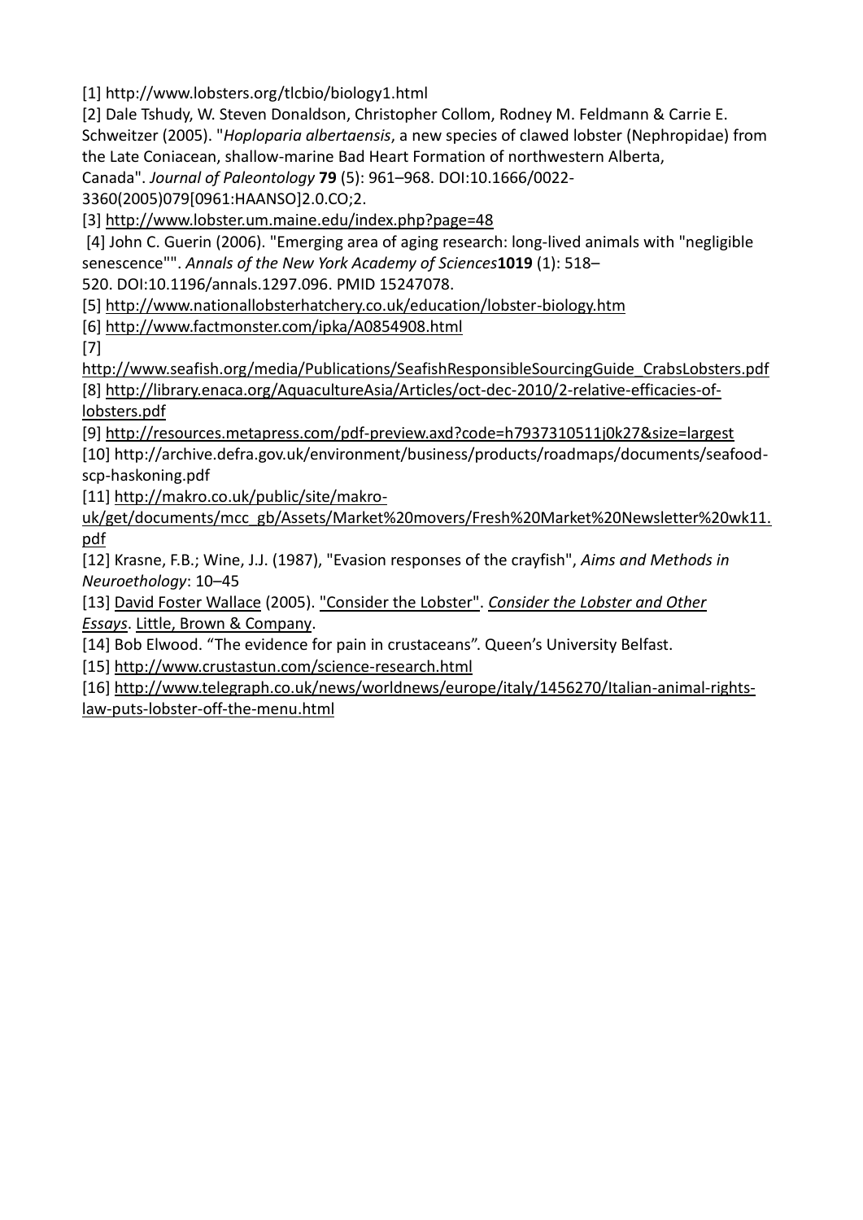[1] http://www.lobsters.org/tlcbio/biology1.html

[2] Dale Tshudy, W. Steven Donaldson, Christopher Collom, Rodney M. Feldmann & Carrie E. Schweitzer (2005). "*Hoploparia albertaensis*, a new species of clawed lobster (Nephropidae) from the Late Coniacean, shallow-marine Bad Heart Formation of northwestern Alberta, Canada". *Journal of Paleontology* **79** (5): 961–968. DOI:10.1666/0022-3360(2005)079[0961:HAANSO]2.0.CO;2.

[3] http://www.lobster.um.maine.edu/index.php?page=48

[4] John C. Guerin (2006). "Emerging area of aging research: long-lived animals with "negligible senescence"". *Annals of the New York Academy of Sciences* **1019** (1): 518–520. DOI:10.1196/annals.1297.096. PMID 15247078.

[5] http://www.nationallobsterhatchery.co.uk/education/lobster-biology.htm

[6] http://www.factmonster.com/ipka/A0854908.html

[7] http://www.seafish.org/media/Publications/SeafishResponsibleSourcingGuide_CrabsLobsters.pdf

[8] http://library.enaca.org/AquacultureAsia/Articles/oct-dec-2010/2-relative-efficacies-of-lobsters.pdf

[9] http://resources.metapress.com/pdf-preview.axd?code=h7937310511j0k27&size=largest

[10] http://archive.defra.gov.uk/environment/business/products/roadmaps/documents/seafood-scp-haskoning.pdf

[11] http://makro.co.uk/public/site/makro-uk/get/documents/mcc_gb/Assets/Market%20movers/Fresh%20Market%20Newsletter%20wk11.pdf

[12] Krasne, F.B.; Wine, J.J. (1987), "Evasion responses of the crayfish", *Aims and Methods in Neuroethology*: 10–45

[13] David Foster Wallace (2005). "Consider the Lobster". *Consider the Lobster and Other Essays*. Little, Brown & Company.

[14] Bob Elwood. "The evidence for pain in crustaceans". Queen's University Belfast.

[15] http://www.crustastun.com/science-research.html

[16] http://www.telegraph.co.uk/news/worldnews/europe/italy/1456270/Italian-animal-rights-law-puts-lobster-off-the-menu.html